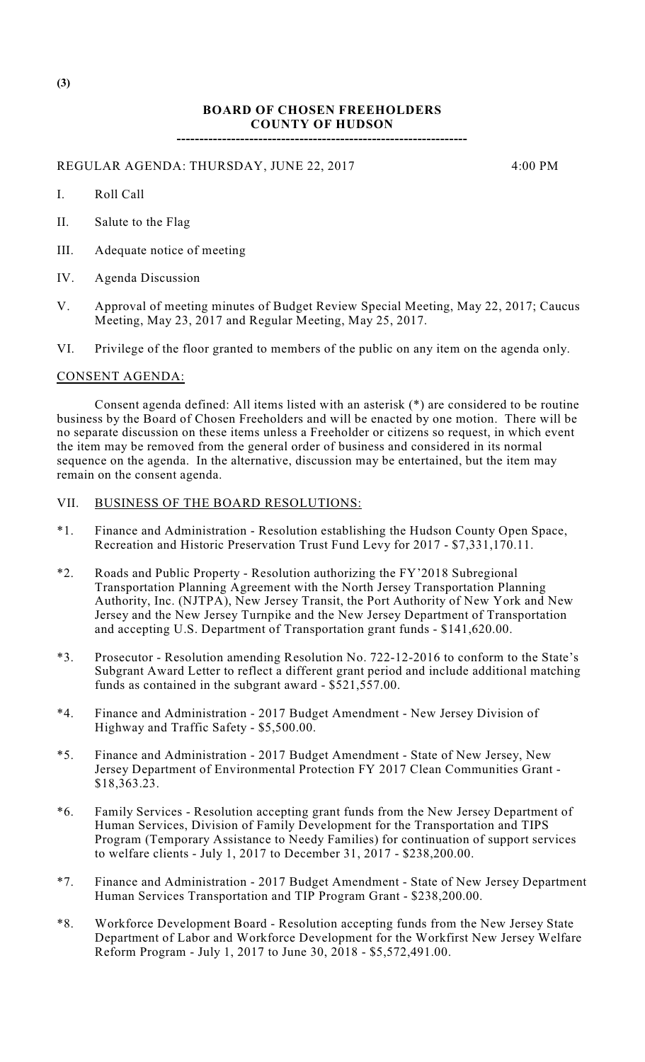(3)

**BOARD OF CHOSEN FREEHOLDERS**
**COUNTY OF HUDSON**

---

REGULAR AGENDA: THURSDAY, JUNE 22, 2017 4:00 PM

I. Roll Call

II. Salute to the Flag

III. Adequate notice of meeting

IV. Agenda Discussion

V. Approval of meeting minutes of Budget Review Special Meeting, May 22, 2017; Caucus Meeting, May 23, 2017 and Regular Meeting, May 25, 2017.

VI. Privilege of the floor granted to members of the public on any item on the agenda only.

<u>CONSENT AGENDA:</u>

Consent agenda defined: All items listed with an asterisk (*) are considered to be routine business by the Board of Chosen Freeholders and will be enacted by one motion. There will be no separate discussion on these items unless a Freeholder or citizens so request, in which event the item may be removed from the general order of business and considered in its normal sequence on the agenda. In the alternative, discussion may be entertained, but the item may remain on the consent agenda.

VII. <u>BUSINESS OF THE BOARD RESOLUTIONS:</u>

*1. Finance and Administration - Resolution establishing the Hudson County Open Space, Recreation and Historic Preservation Trust Fund Levy for 2017 - $7,331,170.11.

*2. Roads and Public Property - Resolution authorizing the FY'2018 Subregional Transportation Planning Agreement with the North Jersey Transportation Planning Authority, Inc. (NJTPA), New Jersey Transit, the Port Authority of New York and New Jersey and the New Jersey Turnpike and the New Jersey Department of Transportation and accepting U.S. Department of Transportation grant funds - $141,620.00.

*3. Prosecutor - Resolution amending Resolution No. 722-12-2016 to conform to the State's Subgrant Award Letter to reflect a different grant period and include additional matching funds as contained in the subgrant award - $521,557.00.

*4. Finance and Administration - 2017 Budget Amendment - New Jersey Division of Highway and Traffic Safety - $5,500.00.

*5. Finance and Administration - 2017 Budget Amendment - State of New Jersey, New Jersey Department of Environmental Protection FY 2017 Clean Communities Grant - $18,363.23.

*6. Family Services - Resolution accepting grant funds from the New Jersey Department of Human Services, Division of Family Development for the Transportation and TIPS Program (Temporary Assistance to Needy Families) for continuation of support services to welfare clients - July 1, 2017 to December 31, 2017 - $238,200.00.

*7. Finance and Administration - 2017 Budget Amendment - State of New Jersey Department Human Services Transportation and TIP Program Grant - $238,200.00.

*8. Workforce Development Board - Resolution accepting funds from the New Jersey State Department of Labor and Workforce Development for the Workfirst New Jersey Welfare Reform Program - July 1, 2017 to June 30, 2018 - $5,572,491.00.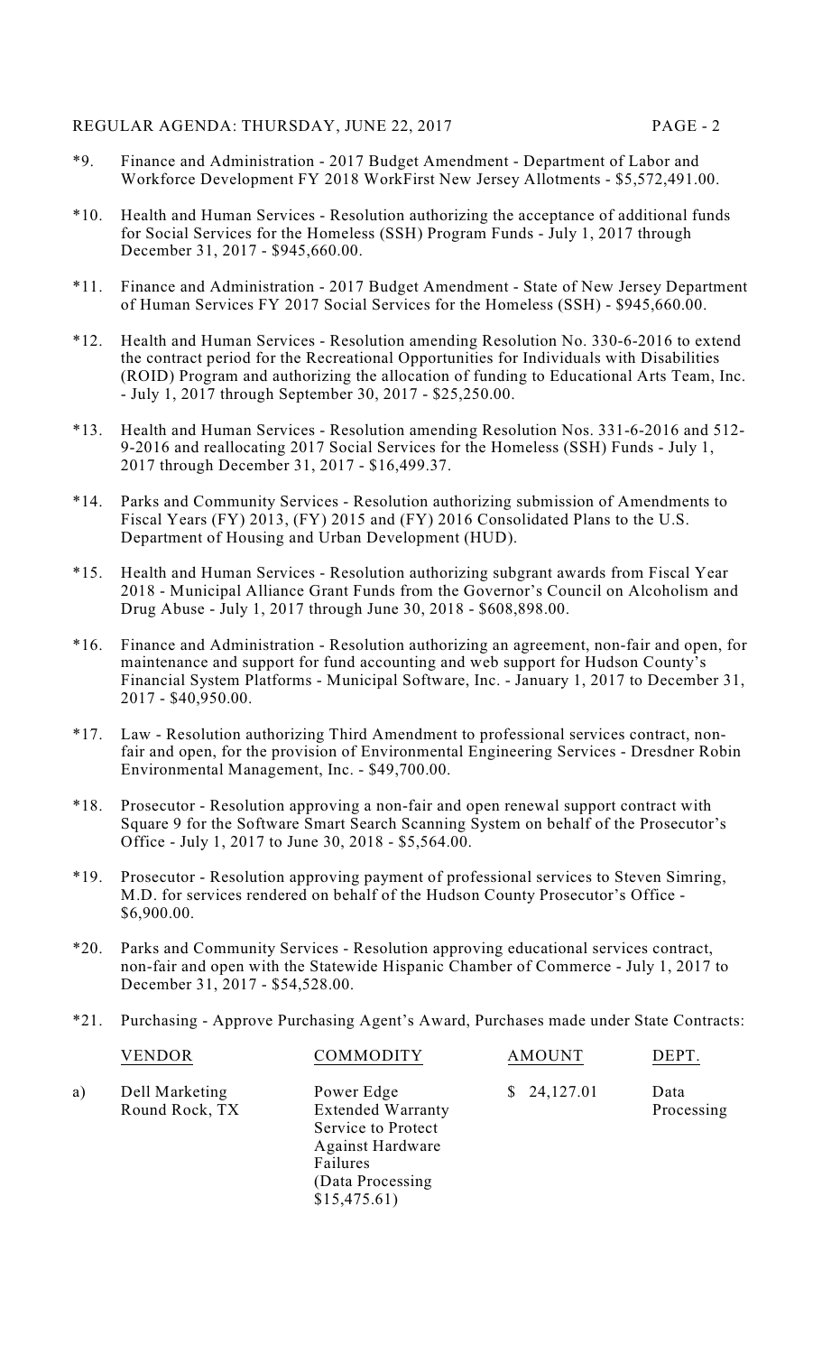*9. Finance and Administration - 2017 Budget Amendment - Department of Labor and Workforce Development FY 2018 WorkFirst New Jersey Allotments - $5,572,491.00.

*10. Health and Human Services - Resolution authorizing the acceptance of additional funds for Social Services for the Homeless (SSH) Program Funds - July 1, 2017 through December 31, 2017 - $945,660.00.

*11. Finance and Administration - 2017 Budget Amendment - State of New Jersey Department of Human Services FY 2017 Social Services for the Homeless (SSH) - $945,660.00.

*12. Health and Human Services - Resolution amending Resolution No. 330-6-2016 to extend the contract period for the Recreational Opportunities for Individuals with Disabilities (ROID) Program and authorizing the allocation of funding to Educational Arts Team, Inc. - July 1, 2017 through September 30, 2017 - $25,250.00.

*13. Health and Human Services - Resolution amending Resolution Nos. 331-6-2016 and 512-9-2016 and reallocating 2017 Social Services for the Homeless (SSH) Funds - July 1, 2017 through December 31, 2017 - $16,499.37.

*14. Parks and Community Services - Resolution authorizing submission of Amendments to Fiscal Years (FY) 2013, (FY) 2015 and (FY) 2016 Consolidated Plans to the U.S. Department of Housing and Urban Development (HUD).

*15. Health and Human Services - Resolution authorizing subgrant awards from Fiscal Year 2018 - Municipal Alliance Grant Funds from the Governor's Council on Alcoholism and Drug Abuse - July 1, 2017 through June 30, 2018 - $608,898.00.

*16. Finance and Administration - Resolution authorizing an agreement, non-fair and open, for maintenance and support for fund accounting and web support for Hudson County's Financial System Platforms - Municipal Software, Inc. - January 1, 2017 to December 31, 2017 - $40,950.00.

*17. Law - Resolution authorizing Third Amendment to professional services contract, non-fair and open, for the provision of Environmental Engineering Services - Dresdner Robin Environmental Management, Inc. - $49,700.00.

*18. Prosecutor - Resolution approving a non-fair and open renewal support contract with Square 9 for the Software Smart Search Scanning System on behalf of the Prosecutor's Office - July 1, 2017 to June 30, 2018 - $5,564.00.

*19. Prosecutor - Resolution approving payment of professional services to Steven Simring, M.D. for services rendered on behalf of the Hudson County Prosecutor's Office - $6,900.00.

*20. Parks and Community Services - Resolution approving educational services contract, non-fair and open with the Statewide Hispanic Chamber of Commerce - July 1, 2017 to December 31, 2017 - $54,528.00.

*21. Purchasing - Approve Purchasing Agent's Award, Purchases made under State Contracts:

| | VENDOR | COMMODITY | AMOUNT | DEPT. |
|---|---|---|---|---|
| a) | Dell Marketing Round Rock, TX | Power Edge Extended Warranty Service to Protect Against Hardware Failures (Data Processing $15,475.61) | $ 24,127.01 | Data Processing |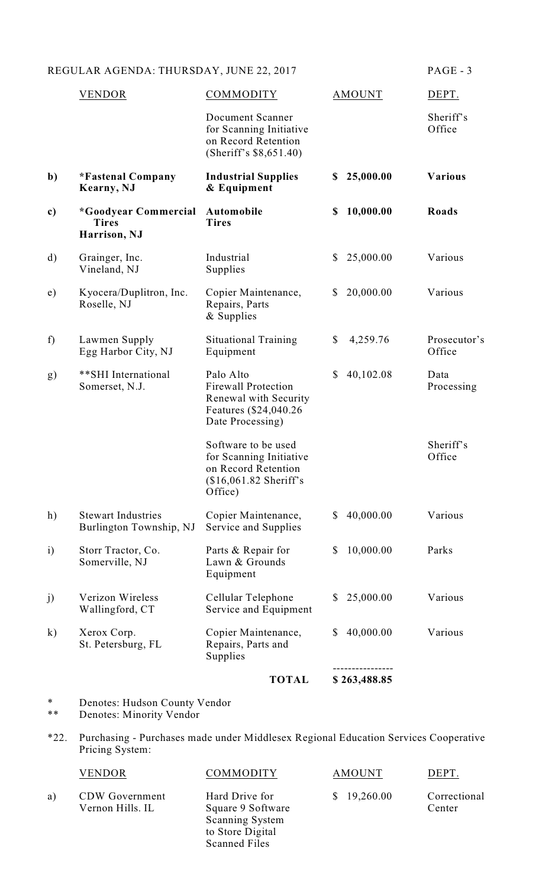| | VENDOR | COMMODITY | AMOUNT | DEPT. |
|---|---|---|---|---|
| | | Document Scanner for Scanning Initiative on Record Retention (Sheriff's $8,651.40) | | Sheriff's Office |
| **b)** | ***Fastenal Company Kearny, NJ** | **Industrial Supplies & Equipment** | **$ 25,000.00** | **Various** |
| **c)** | ***Goodyear Commercial Tires Harrison, NJ** | **Automobile Tires** | **$ 10,000.00** | **Roads** |
| d) | Grainger, Inc. Vineland, NJ | Industrial Supplies | $ 25,000.00 | Various |
| e) | Kyocera/Duplitron, Inc. Roselle, NJ | Copier Maintenance, Repairs, Parts & Supplies | $ 20,000.00 | Various |
| f) | Lawmen Supply Egg Harbor City, NJ | Situational Training Equipment | $ 4,259.76 | Prosecutor's Office |
| g) | **SHI International Somerset, N.J. | Palo Alto Firewall Protection Renewal with Security Features ($24,040.26 Date Processing) | $ 40,102.08 | Data Processing |
| | | Software to be used for Scanning Initiative on Record Retention ($16,061.82 Sheriff's Office) | | Sheriff's Office |
| h) | Stewart Industries Burlington Township, NJ | Copier Maintenance, Service and Supplies | $ 40,000.00 | Various |
| i) | Storr Tractor, Co. Somerville, NJ | Parts & Repair for Lawn & Grounds Equipment | $ 10,000.00 | Parks |
| j) | Verizon Wireless Wallingford, CT | Cellular Telephone Service and Equipment | $ 25,000.00 | Various |
| k) | Xerox Corp. St. Petersburg, FL | Copier Maintenance, Repairs, Parts and Supplies | $ 40,000.00 | Various |
| | | **TOTAL** | **$ 263,488.85** | |

\* Denotes: Hudson County Vendor
\*\* Denotes: Minority Vendor

*22. Purchasing - Purchases made under Middlesex Regional Education Services Cooperative Pricing System:

| | VENDOR | COMMODITY | AMOUNT | DEPT. |
|---|---|---|---|---|
| a) | CDW Government Vernon Hills. IL | Hard Drive for Square 9 Software Scanning System to Store Digital Scanned Files | $ 19,260.00 | Correctional Center |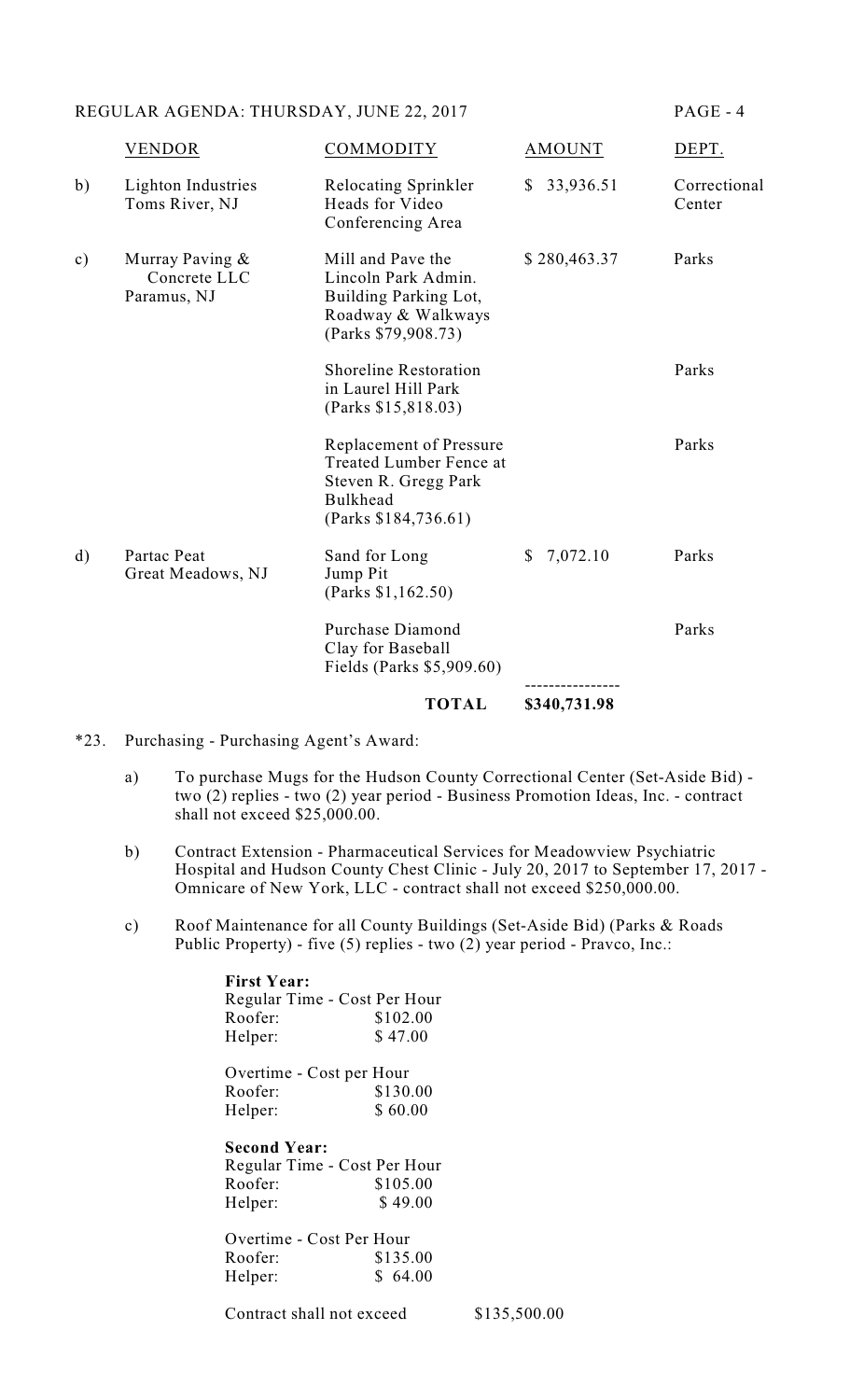| | VENDOR | COMMODITY | AMOUNT | DEPT. |
|---|---|---|---|---|
| b) | Lighton Industries Toms River, NJ | Relocating Sprinkler Heads for Video Conferencing Area | $ 33,936.51 | Correctional Center |
| c) | Murray Paving & Concrete LLC Paramus, NJ | Mill and Pave the Lincoln Park Admin. Building Parking Lot, Roadway & Walkways (Parks $79,908.73) | $ 280,463.37 | Parks |
| | | Shoreline Restoration in Laurel Hill Park (Parks $15,818.03) | | Parks |
| | | Replacement of Pressure Treated Lumber Fence at Steven R. Gregg Park Bulkhead (Parks $184,736.61) | | Parks |
| d) | Partac Peat Great Meadows, NJ | Sand for Long Jump Pit (Parks $1,162.50) | $ 7,072.10 | Parks |
| | | Purchase Diamond Clay for Baseball Fields (Parks $5,909.60) | | Parks |
| | | **TOTAL** | **$340,731.98** | |

*23. Purchasing - Purchasing Agent's Award:

a) To purchase Mugs for the Hudson County Correctional Center (Set-Aside Bid) - two (2) replies - two (2) year period - Business Promotion Ideas, Inc. - contract shall not exceed $25,000.00.

b) Contract Extension - Pharmaceutical Services for Meadowview Psychiatric Hospital and Hudson County Chest Clinic - July 20, 2017 to September 17, 2017 - Omnicare of New York, LLC - contract shall not exceed $250,000.00.

c) Roof Maintenance for all County Buildings (Set-Aside Bid) (Parks & Roads Public Property) - five (5) replies - two (2) year period - Pravco, Inc.:

**First Year:**
Regular Time - Cost Per Hour
Roofer: $102.00
Helper: $ 47.00

Overtime - Cost per Hour
Roofer: $130.00
Helper: $ 60.00

**Second Year:**
Regular Time - Cost Per Hour
Roofer: $105.00
Helper: $ 49.00

Overtime - Cost Per Hour
Roofer: $135.00
Helper: $ 64.00

Contract shall not exceed $135,500.00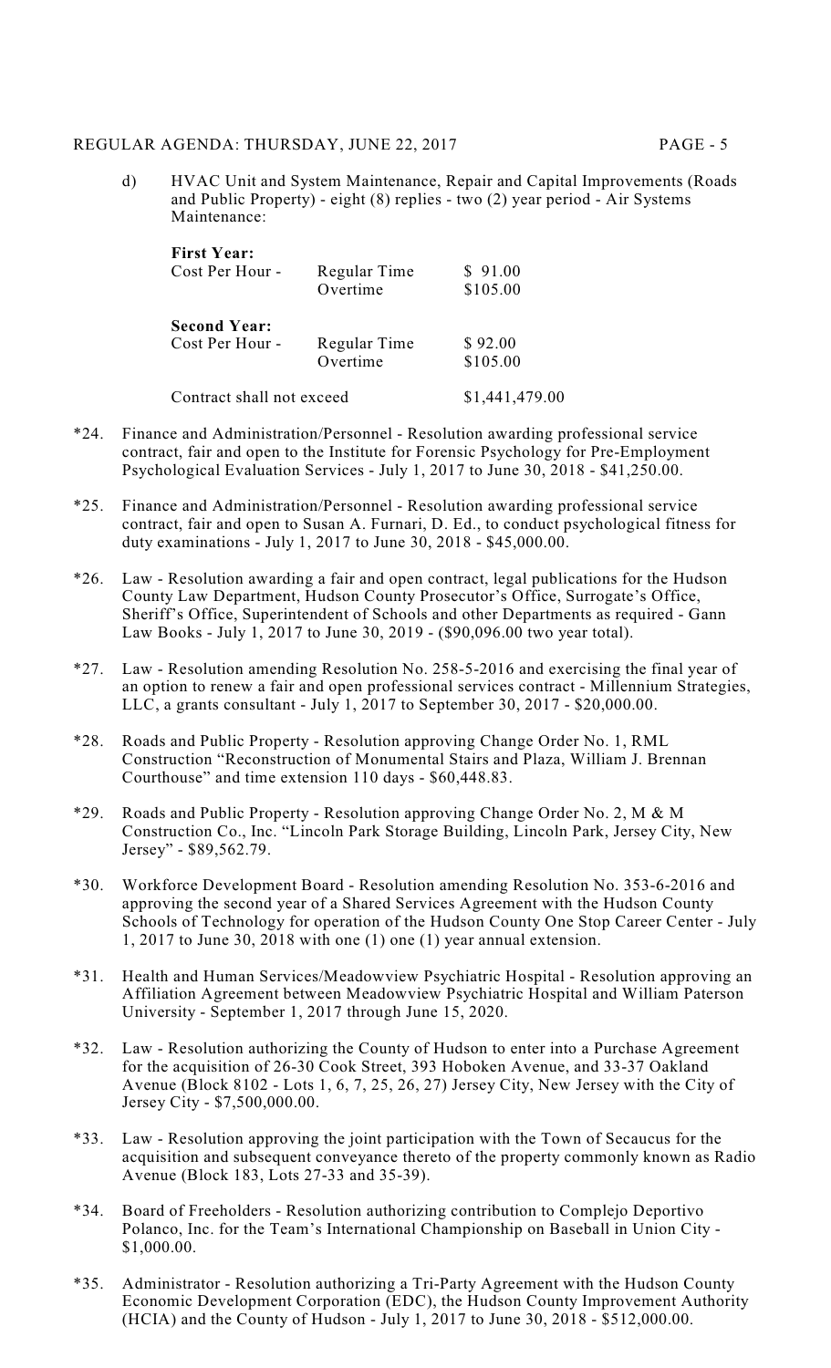d) HVAC Unit and System Maintenance, Repair and Capital Improvements (Roads and Public Property) - eight (8) replies - two (2) year period - Air Systems Maintenance:

**First Year:**

| | | |
|---|---|---|
| Cost Per Hour - | Regular Time | $ 91.00 |
| | Overtime | $105.00 |

**Second Year:**

| | | |
|---|---|---|
| Cost Per Hour - | Regular Time | $ 92.00 |
| | Overtime | $105.00 |

Contract shall not exceed $1,441,479.00

*24. Finance and Administration/Personnel - Resolution awarding professional service contract, fair and open to the Institute for Forensic Psychology for Pre-Employment Psychological Evaluation Services - July 1, 2017 to June 30, 2018 - $41,250.00.

*25. Finance and Administration/Personnel - Resolution awarding professional service contract, fair and open to Susan A. Furnari, D. Ed., to conduct psychological fitness for duty examinations - July 1, 2017 to June 30, 2018 - $45,000.00.

*26. Law - Resolution awarding a fair and open contract, legal publications for the Hudson County Law Department, Hudson County Prosecutor's Office, Surrogate's Office, Sheriff's Office, Superintendent of Schools and other Departments as required - Gann Law Books - July 1, 2017 to June 30, 2019 - ($90,096.00 two year total).

*27. Law - Resolution amending Resolution No. 258-5-2016 and exercising the final year of an option to renew a fair and open professional services contract - Millennium Strategies, LLC, a grants consultant - July 1, 2017 to September 30, 2017 - $20,000.00.

*28. Roads and Public Property - Resolution approving Change Order No. 1, RML Construction "Reconstruction of Monumental Stairs and Plaza, William J. Brennan Courthouse" and time extension 110 days - $60,448.83.

*29. Roads and Public Property - Resolution approving Change Order No. 2, M & M Construction Co., Inc. "Lincoln Park Storage Building, Lincoln Park, Jersey City, New Jersey" - $89,562.79.

*30. Workforce Development Board - Resolution amending Resolution No. 353-6-2016 and approving the second year of a Shared Services Agreement with the Hudson County Schools of Technology for operation of the Hudson County One Stop Career Center - July 1, 2017 to June 30, 2018 with one (1) one (1) year annual extension.

*31. Health and Human Services/Meadowview Psychiatric Hospital - Resolution approving an Affiliation Agreement between Meadowview Psychiatric Hospital and William Paterson University - September 1, 2017 through June 15, 2020.

*32. Law - Resolution authorizing the County of Hudson to enter into a Purchase Agreement for the acquisition of 26-30 Cook Street, 393 Hoboken Avenue, and 33-37 Oakland Avenue (Block 8102 - Lots 1, 6, 7, 25, 26, 27) Jersey City, New Jersey with the City of Jersey City - $7,500,000.00.

*33. Law - Resolution approving the joint participation with the Town of Secaucus for the acquisition and subsequent conveyance thereto of the property commonly known as Radio Avenue (Block 183, Lots 27-33 and 35-39).

*34. Board of Freeholders - Resolution authorizing contribution to Complejo Deportivo Polanco, Inc. for the Team's International Championship on Baseball in Union City - $1,000.00.

*35. Administrator - Resolution authorizing a Tri-Party Agreement with the Hudson County Economic Development Corporation (EDC), the Hudson County Improvement Authority (HCIA) and the County of Hudson - July 1, 2017 to June 30, 2018 - $512,000.00.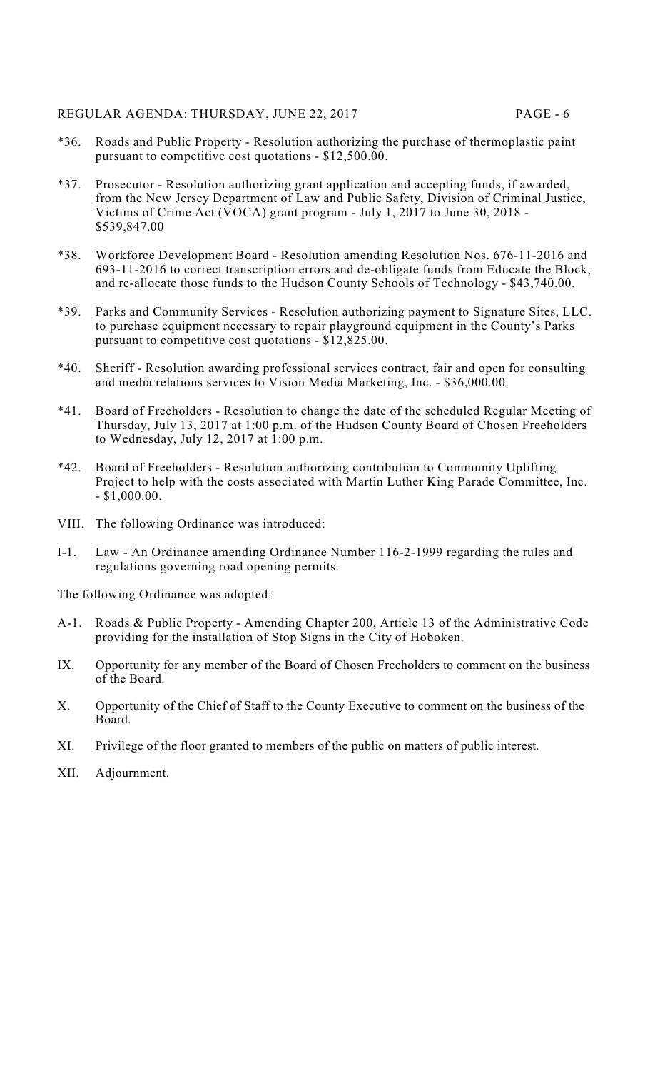*36. Roads and Public Property - Resolution authorizing the purchase of thermoplastic paint pursuant to competitive cost quotations - $12,500.00.

*37. Prosecutor - Resolution authorizing grant application and accepting funds, if awarded, from the New Jersey Department of Law and Public Safety, Division of Criminal Justice, Victims of Crime Act (VOCA) grant program - July 1, 2017 to June 30, 2018 - $539,847.00

*38. Workforce Development Board - Resolution amending Resolution Nos. 676-11-2016 and 693-11-2016 to correct transcription errors and de-obligate funds from Educate the Block, and re-allocate those funds to the Hudson County Schools of Technology - $43,740.00.

*39. Parks and Community Services - Resolution authorizing payment to Signature Sites, LLC. to purchase equipment necessary to repair playground equipment in the County's Parks pursuant to competitive cost quotations - $12,825.00.

*40. Sheriff - Resolution awarding professional services contract, fair and open for consulting and media relations services to Vision Media Marketing, Inc. - $36,000.00.

*41. Board of Freeholders - Resolution to change the date of the scheduled Regular Meeting of Thursday, July 13, 2017 at 1:00 p.m. of the Hudson County Board of Chosen Freeholders to Wednesday, July 12, 2017 at 1:00 p.m.

*42. Board of Freeholders - Resolution authorizing contribution to Community Uplifting Project to help with the costs associated with Martin Luther King Parade Committee, Inc. - $1,000.00.

VIII. The following Ordinance was introduced:

I-1. Law - An Ordinance amending Ordinance Number 116-2-1999 regarding the rules and regulations governing road opening permits.

The following Ordinance was adopted:

A-1. Roads & Public Property - Amending Chapter 200, Article 13 of the Administrative Code providing for the installation of Stop Signs in the City of Hoboken.

IX. Opportunity for any member of the Board of Chosen Freeholders to comment on the business of the Board.

X. Opportunity of the Chief of Staff to the County Executive to comment on the business of the Board.

XI. Privilege of the floor granted to members of the public on matters of public interest.

XII. Adjournment.